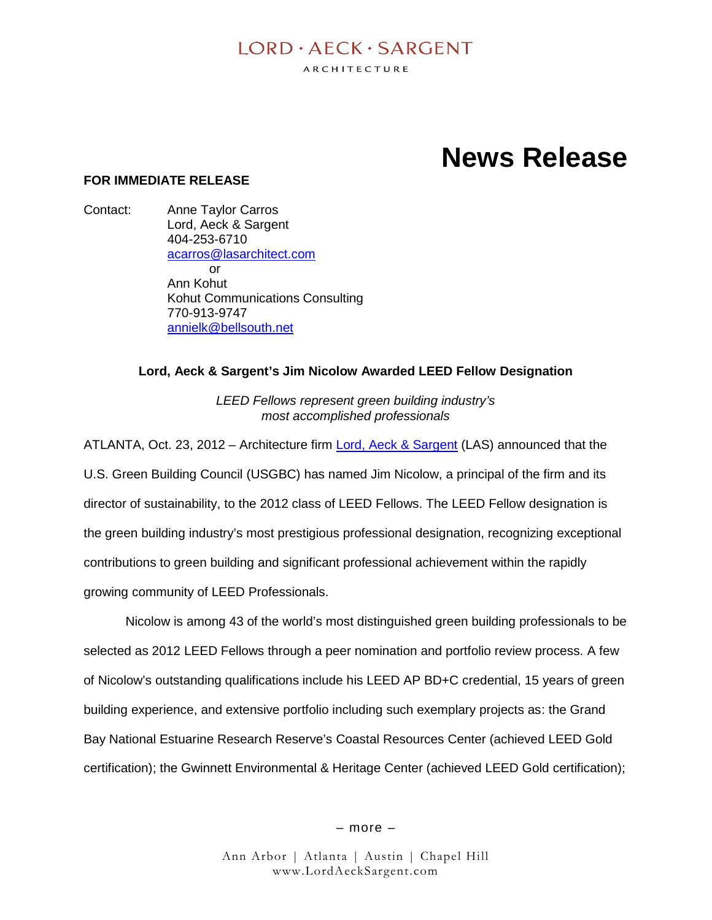LORD • AECK • SARGENT

ARCHITECTURE

# News Release

**FOR IMMEDIATE RELEASE**

Contact: Anne Taylor Carros
Lord, Aeck & Sargent
404-253-6710
acarros@lasarchitect.com
or
Ann Kohut
Kohut Communications Consulting
770-913-9747
annielk@bellsouth.net

**Lord, Aeck & Sargent's Jim Nicolow Awarded LEED Fellow Designation**

*LEED Fellows represent green building industry's most accomplished professionals*

ATLANTA, Oct. 23, 2012 – Architecture firm Lord, Aeck & Sargent (LAS) announced that the U.S. Green Building Council (USGBC) has named Jim Nicolow, a principal of the firm and its director of sustainability, to the 2012 class of LEED Fellows. The LEED Fellow designation is the green building industry's most prestigious professional designation, recognizing exceptional contributions to green building and significant professional achievement within the rapidly growing community of LEED Professionals.

Nicolow is among 43 of the world's most distinguished green building professionals to be selected as 2012 LEED Fellows through a peer nomination and portfolio review process. A few of Nicolow's outstanding qualifications include his LEED AP BD+C credential, 15 years of green building experience, and extensive portfolio including such exemplary projects as: the Grand Bay National Estuarine Research Reserve's Coastal Resources Center (achieved LEED Gold certification); the Gwinnett Environmental & Heritage Center (achieved LEED Gold certification);

– more –

Ann Arbor | Atlanta | Austin | Chapel Hill
www.LordAeckSargent.com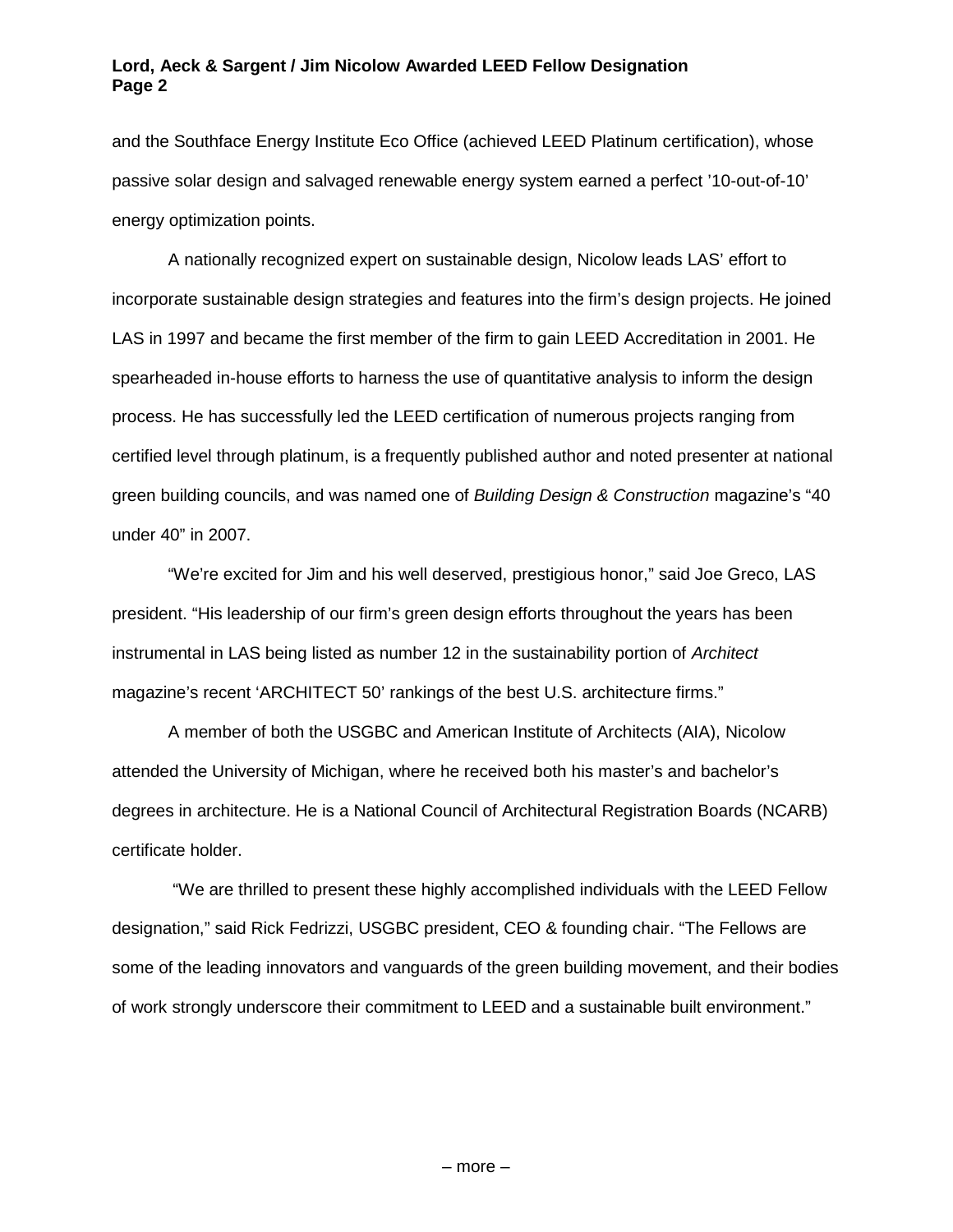and the Southface Energy Institute Eco Office (achieved LEED Platinum certification), whose passive solar design and salvaged renewable energy system earned a perfect ’10-out-of-10’ energy optimization points.

A nationally recognized expert on sustainable design, Nicolow leads LAS’ effort to incorporate sustainable design strategies and features into the firm’s design projects. He joined LAS in 1997 and became the first member of the firm to gain LEED Accreditation in 2001. He spearheaded in-house efforts to harness the use of quantitative analysis to inform the design process. He has successfully led the LEED certification of numerous projects ranging from certified level through platinum, is a frequently published author and noted presenter at national green building councils, and was named one of *Building Design & Construction* magazine’s “40 under 40” in 2007.

“We’re excited for Jim and his well deserved, prestigious honor,” said Joe Greco, LAS president. “His leadership of our firm’s green design efforts throughout the years has been instrumental in LAS being listed as number 12 in the sustainability portion of *Architect* magazine’s recent ‘ARCHITECT 50’ rankings of the best U.S. architecture firms.”

A member of both the USGBC and American Institute of Architects (AIA), Nicolow attended the University of Michigan, where he received both his master’s and bachelor’s degrees in architecture. He is a National Council of Architectural Registration Boards (NCARB) certificate holder.

“We are thrilled to present these highly accomplished individuals with the LEED Fellow designation,” said Rick Fedrizzi, USGBC president, CEO & founding chair. “The Fellows are some of the leading innovators and vanguards of the green building movement, and their bodies of work strongly underscore their commitment to LEED and a sustainable built environment.”

– more –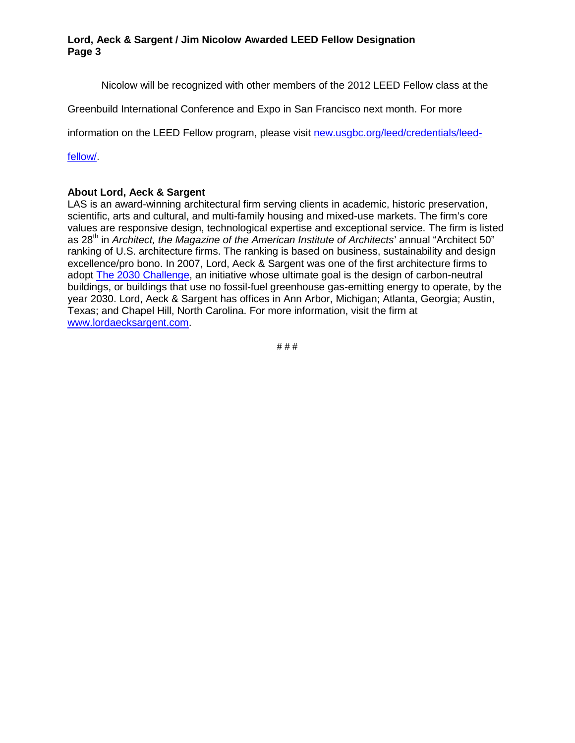Nicolow will be recognized with other members of the 2012 LEED Fellow class at the Greenbuild International Conference and Expo in San Francisco next month. For more information on the LEED Fellow program, please visit new.usgbc.org/leed/credentials/leed-fellow/.

**About Lord, Aeck & Sargent**

LAS is an award-winning architectural firm serving clients in academic, historic preservation, scientific, arts and cultural, and multi-family housing and mixed-use markets. The firm's core values are responsive design, technological expertise and exceptional service. The firm is listed as 28th in *Architect, the Magazine of the American Institute of Architects*' annual "Architect 50" ranking of U.S. architecture firms. The ranking is based on business, sustainability and design excellence/pro bono. In 2007, Lord, Aeck & Sargent was one of the first architecture firms to adopt The 2030 Challenge, an initiative whose ultimate goal is the design of carbon-neutral buildings, or buildings that use no fossil-fuel greenhouse gas-emitting energy to operate, by the year 2030. Lord, Aeck & Sargent has offices in Ann Arbor, Michigan; Atlanta, Georgia; Austin, Texas; and Chapel Hill, North Carolina. For more information, visit the firm at www.lordaecksargent.com.

# # #